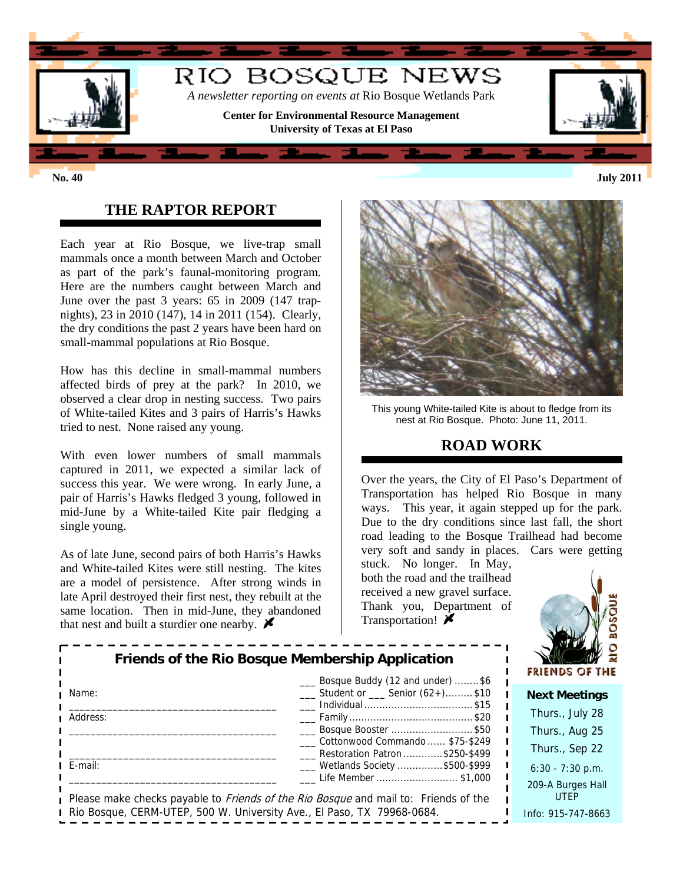# RIO BOSQUE NEWS

*A newsletter reporting on events at* Rio Bosque Wetlands Park

**Center for Environmental Resource Management**
**University of Texas at El Paso**

**No. 40** **July 2011**

## THE RAPTOR REPORT

Each year at Rio Bosque, we live-trap small mammals once a month between March and October as part of the park's faunal-monitoring program. Here are the numbers caught between March and June over the past 3 years: 65 in 2009 (147 trap-nights), 23 in 2010 (147), 14 in 2011 (154). Clearly, the dry conditions the past 2 years have been hard on small-mammal populations at Rio Bosque.

How has this decline in small-mammal numbers affected birds of prey at the park? In 2010, we observed a clear drop in nesting success. Two pairs of White-tailed Kites and 3 pairs of Harris's Hawks tried to nest. None raised any young.

With even lower numbers of small mammals captured in 2011, we expected a similar lack of success this year. We were wrong. In early June, a pair of Harris's Hawks fledged 3 young, followed in mid-June by a White-tailed Kite pair fledging a single young.

As of late June, second pairs of both Harris's Hawks and White-tailed Kites were still nesting. The kites are a model of persistence. After strong winds in late April destroyed their first nest, they rebuilt at the same location. Then in mid-June, they abandoned that nest and built a sturdier one nearby.

This young White-tailed Kite is about to fledge from its nest at Rio Bosque. Photo: June 11, 2011.

## ROAD WORK

Over the years, the City of El Paso's Department of Transportation has helped Rio Bosque in many ways. This year, it again stepped up for the park. Due to the dry conditions since last fall, the short road leading to the Bosque Trailhead had become very soft and sandy in places. Cars were getting stuck. No longer. In May, both the road and the trailhead received a new gravel surface. Thank you, Department of Transportation!

### Friends of the Rio Bosque Membership Application

Name: ________________________________

Address: ________________________________

________________________________

E-mail: ________________________________

- ___ Bosque Buddy (12 and under) ........ $6
- ___ Student or ___ Senior (62+)......... $10
- ___ Individual .................................... $15
- ___ Family ......................................... $20
- ___ Bosque Booster ............................ $50
- ___ Cottonwood Commando ...... $75-$249
- ___ Restoration Patron ............ $250-$499
- ___ Wetlands Society ............... $500-$999
- ___ Life Member ........................... $1,000

Please make checks payable to *Friends of the Rio Bosque* and mail to: Friends of the Rio Bosque, CERM-UTEP, 500 W. University Ave., El Paso, TX 79968-0684.

FRIENDS OF THE RIO BOSQUE

**Next Meetings**

Thurs., July 28
Thurs., Aug 25
Thurs., Sep 22

6:30 - 7:30 p.m.

209-A Burges Hall
UTEP

Info: 915-747-8663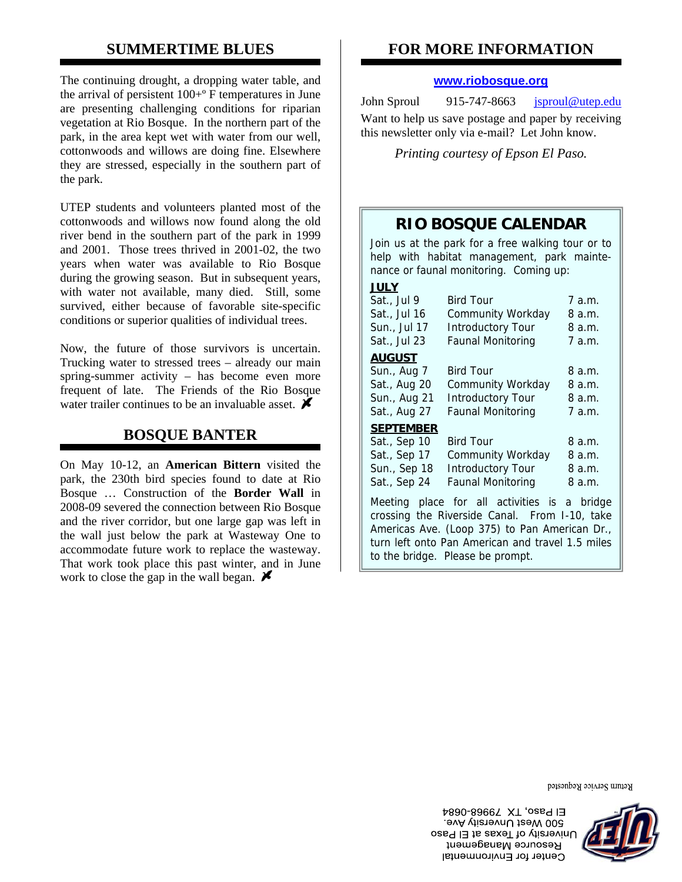## SUMMERTIME BLUES

The continuing drought, a dropping water table, and the arrival of persistent 100+° F temperatures in June are presenting challenging conditions for riparian vegetation at Rio Bosque. In the northern part of the park, in the area kept wet with water from our well, cottonwoods and willows are doing fine. Elsewhere they are stressed, especially in the southern part of the park.

UTEP students and volunteers planted most of the cottonwoods and willows now found along the old river bend in the southern part of the park in 1999 and 2001. Those trees thrived in 2001-02, the two years when water was available to Rio Bosque during the growing season. But in subsequent years, with water not available, many died. Still, some survived, either because of favorable site-specific conditions or superior qualities of individual trees.

Now, the future of those survivors is uncertain. Trucking water to stressed trees – already our main spring-summer activity – has become even more frequent of late. The Friends of the Rio Bosque water trailer continues to be an invaluable asset.

## BOSQUE BANTER

On May 10-12, an **American Bittern** visited the park, the 230th bird species found to date at Rio Bosque … Construction of the **Border Wall** in 2008-09 severed the connection between Rio Bosque and the river corridor, but one large gap was left in the wall just below the park at Wasteway One to accommodate future work to replace the wasteway. That work took place this past winter, and in June work to close the gap in the wall began.

## FOR MORE INFORMATION

**www.riobosque.org**

John Sproul 915-747-8663 jsproul@utep.edu

Want to help us save postage and paper by receiving this newsletter only via e-mail? Let John know.

*Printing courtesy of Epson El Paso.*

## RIO BOSQUE CALENDAR

Join us at the park for a free walking tour or to help with habitat management, park maintenance or faunal monitoring. Coming up:

| | | |
|---|---|---|
| **JULY** | | |
| Sat., Jul 9 | Bird Tour | 7 a.m. |
| Sat., Jul 16 | Community Workday | 8 a.m. |
| Sun., Jul 17 | Introductory Tour | 8 a.m. |
| Sat., Jul 23 | Faunal Monitoring | 7 a.m. |
| **AUGUST** | | |
| Sun., Aug 7 | Bird Tour | 8 a.m. |
| Sat., Aug 20 | Community Workday | 8 a.m. |
| Sun., Aug 21 | Introductory Tour | 8 a.m. |
| Sat., Aug 27 | Faunal Monitoring | 7 a.m. |
| **SEPTEMBER** | | |
| Sat., Sep 10 | Bird Tour | 8 a.m. |
| Sat., Sep 17 | Community Workday | 8 a.m. |
| Sun., Sep 18 | Introductory Tour | 8 a.m. |
| Sat., Sep 24 | Faunal Monitoring | 8 a.m. |

Meeting place for all activities is a bridge crossing the Riverside Canal. From I-10, take Americas Ave. (Loop 375) to Pan American Dr., turn left onto Pan American and travel 1.5 miles to the bridge. Please be prompt.

Center for Environmental Resource Management
University of Texas at El Paso
500 West University Ave.
El Paso, TX 79968-0684

Return Service Requested